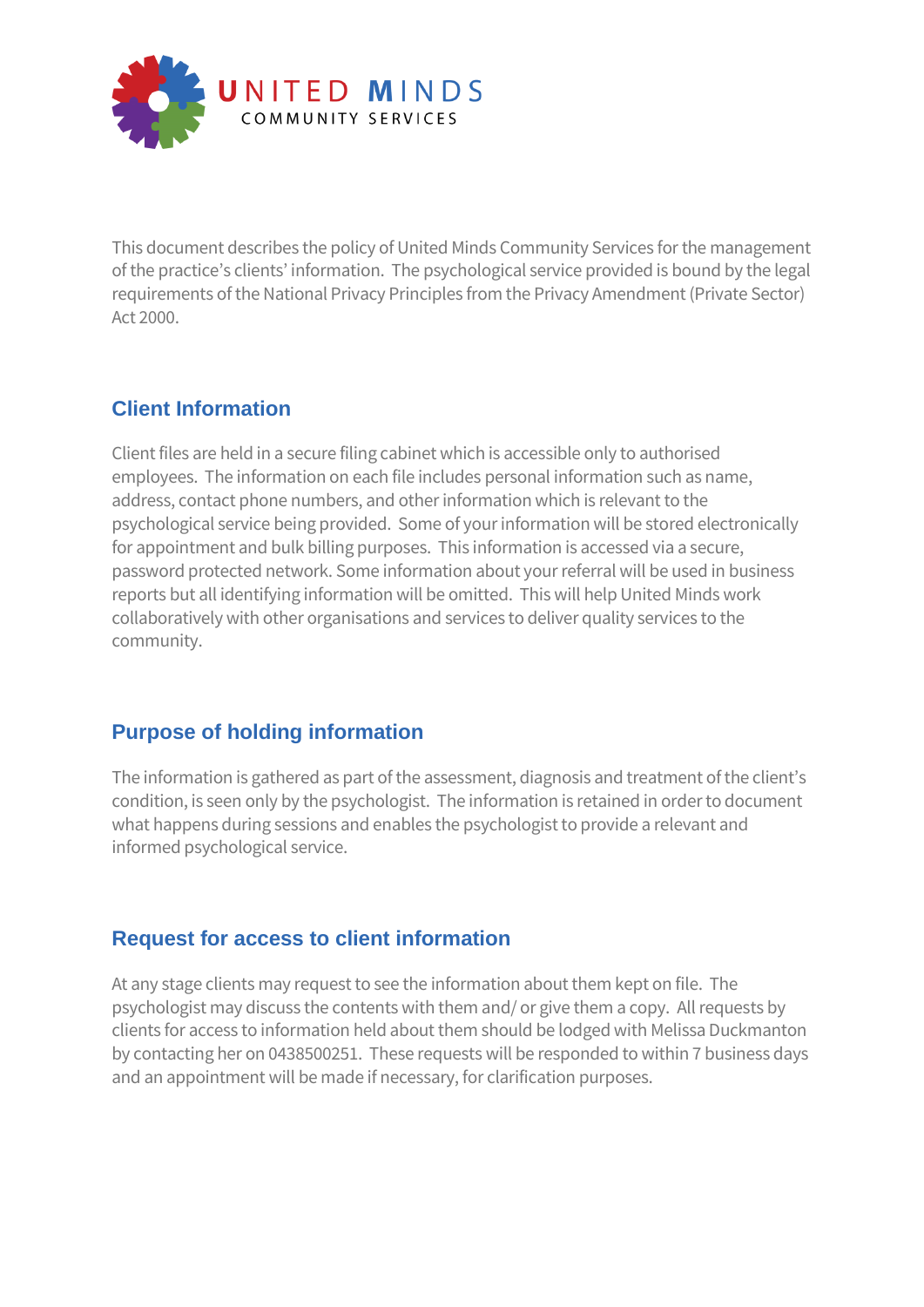UNITED MINDS
COMMUNITY SERVICES

This document describes the policy of United Minds Community Services for the management of the practice's clients' information. The psychological service provided is bound by the legal requirements of the National Privacy Principles from the Privacy Amendment (Private Sector) Act 2000.

## Client Information

Client files are held in a secure filing cabinet which is accessible only to authorised employees. The information on each file includes personal information such as name, address, contact phone numbers, and other information which is relevant to the psychological service being provided. Some of your information will be stored electronically for appointment and bulk billing purposes. This information is accessed via a secure, password protected network. Some information about your referral will be used in business reports but all identifying information will be omitted. This will help United Minds work collaboratively with other organisations and services to deliver quality services to the community.

## Purpose of holding information

The information is gathered as part of the assessment, diagnosis and treatment of the client's condition, is seen only by the psychologist. The information is retained in order to document what happens during sessions and enables the psychologist to provide a relevant and informed psychological service.

## Request for access to client information

At any stage clients may request to see the information about them kept on file. The psychologist may discuss the contents with them and/ or give them a copy. All requests by clients for access to information held about them should be lodged with Melissa Duckmanton by contacting her on 0438500251. These requests will be responded to within 7 business days and an appointment will be made if necessary, for clarification purposes.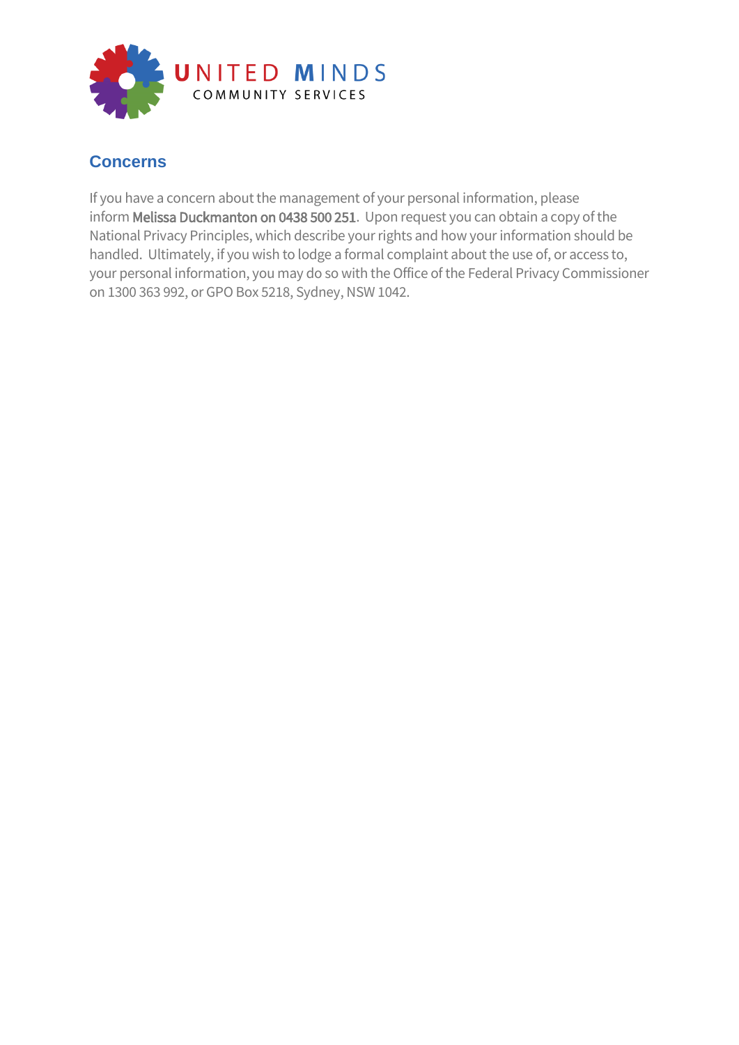## Concerns

If you have a concern about the management of your personal information, please inform Melissa Duckmanton on 0438 500 251. Upon request you can obtain a copy of the National Privacy Principles, which describe your rights and how your information should be handled. Ultimately, if you wish to lodge a formal complaint about the use of, or access to, your personal information, you may do so with the Office of the Federal Privacy Commissioner on 1300 363 992, or GPO Box 5218, Sydney, NSW 1042.